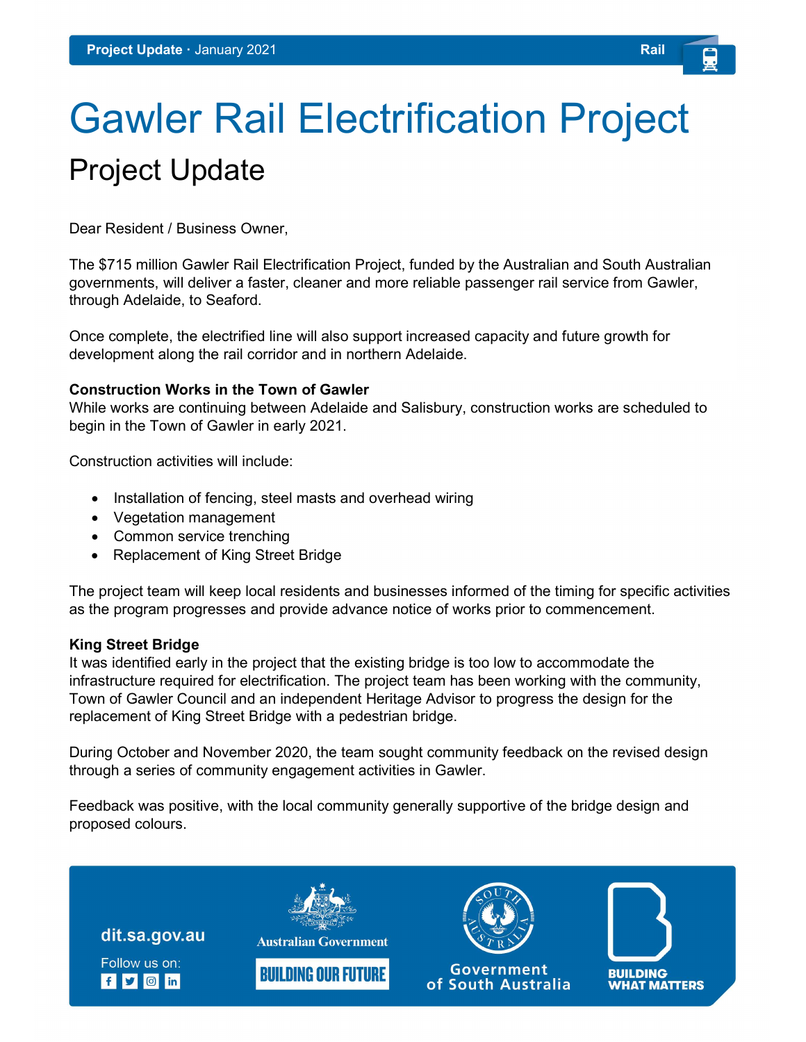Project Update · January 2021 — Rail

# Gawler Rail Electrification Project

## Project Update

Dear Resident / Business Owner,

The $715 million Gawler Rail Electrification Project, funded by the Australian and South Australian governments, will deliver a faster, cleaner and more reliable passenger rail service from Gawler, through Adelaide, to Seaford.

Once complete, the electrified line will also support increased capacity and future growth for development along the rail corridor and in northern Adelaide.

**Construction Works in the Town of Gawler**
While works are continuing between Adelaide and Salisbury, construction works are scheduled to begin in the Town of Gawler in early 2021.

Construction activities will include:

- Installation of fencing, steel masts and overhead wiring
- Vegetation management
- Common service trenching
- Replacement of King Street Bridge

The project team will keep local residents and businesses informed of the timing for specific activities as the program progresses and provide advance notice of works prior to commencement.

**King Street Bridge**
It was identified early in the project that the existing bridge is too low to accommodate the infrastructure required for electrification. The project team has been working with the community, Town of Gawler Council and an independent Heritage Advisor to progress the design for the replacement of King Street Bridge with a pedestrian bridge.

During October and November 2020, the team sought community feedback on the revised design through a series of community engagement activities in Gawler.

Feedback was positive, with the local community generally supportive of the bridge design and proposed colours.

dit.sa.gov.au

Follow us on:

Australian Government — BUILDING OUR FUTURE

Government of South Australia

BUILDING WHAT MATTERS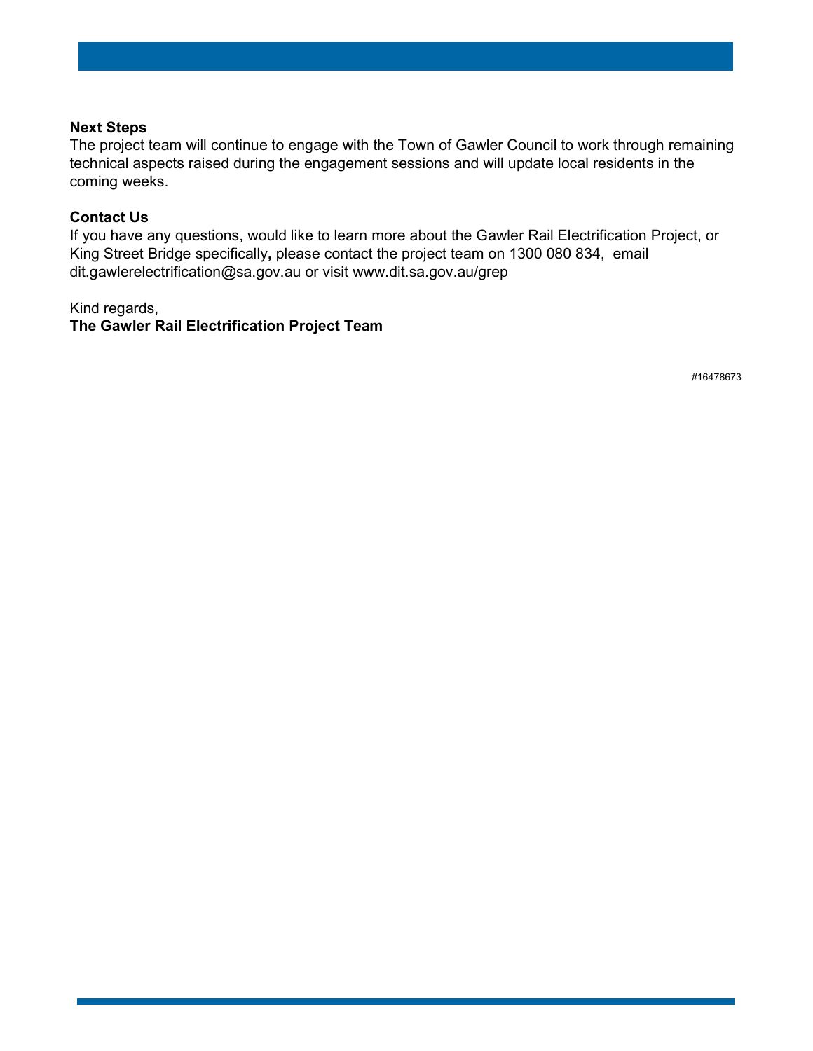**Next Steps**

The project team will continue to engage with the Town of Gawler Council to work through remaining technical aspects raised during the engagement sessions and will update local residents in the coming weeks.

**Contact Us**

If you have any questions, would like to learn more about the Gawler Rail Electrification Project, or King Street Bridge specifically**,** please contact the project team on 1300 080 834, email dit.gawlerelectrification@sa.gov.au or visit www.dit.sa.gov.au/grep

Kind regards,
**The Gawler Rail Electrification Project Team**

#16478673